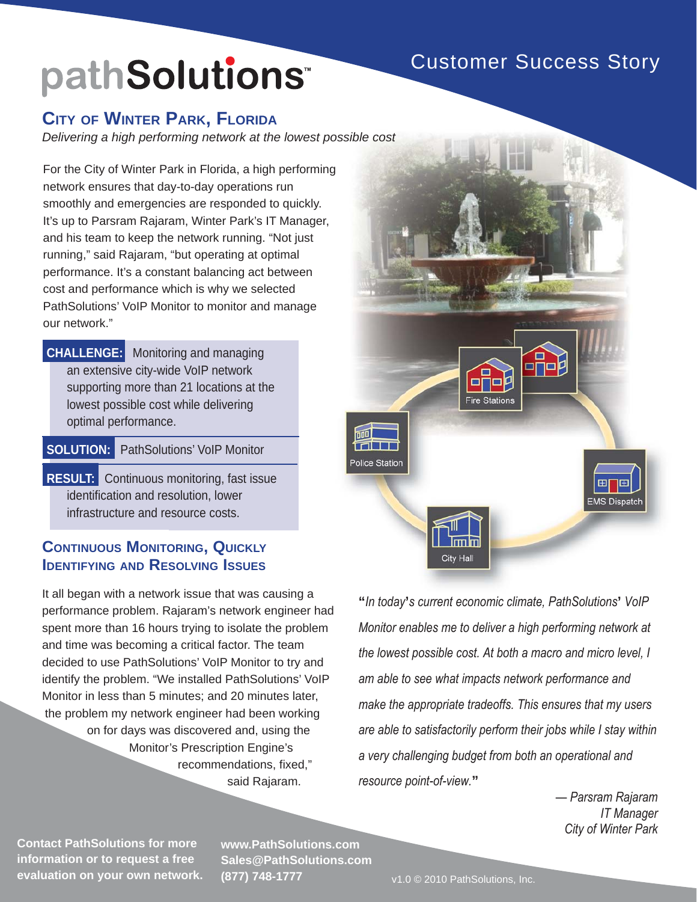pathSolutions™

Customer Success Story

## City of Winter Park, Florida

*Delivering a high performing network at the lowest possible cost*

For the City of Winter Park in Florida, a high performing network ensures that day-to-day operations run smoothly and emergencies are responded to quickly. It's up to Parsram Rajaram, Winter Park's IT Manager, and his team to keep the network running. "Not just running," said Rajaram, "but operating at optimal performance. It's a constant balancing act between cost and performance which is why we selected PathSolutions' VoIP Monitor to monitor and manage our network."

**CHALLENGE:** Monitoring and managing an extensive city-wide VoIP network supporting more than 21 locations at the lowest possible cost while delivering optimal performance.

**SOLUTION:** PathSolutions' VoIP Monitor

**RESULT:** Continuous monitoring, fast issue identification and resolution, lower infrastructure and resource costs.

### Continuous Monitoring, Quickly Identifying and Resolving Issues

It all began with a network issue that was causing a performance problem. Rajaram's network engineer had spent more than 16 hours trying to isolate the problem and time was becoming a critical factor. The team decided to use PathSolutions' VoIP Monitor to try and identify the problem. "We installed PathSolutions' VoIP Monitor in less than 5 minutes; and 20 minutes later, the problem my network engineer had been working on for days was discovered and, using the Monitor's Prescription Engine's recommendations, fixed," said Rajaram.

Fire Stations

Police Station

EMS Dispatch

City Hall

"*In today's current economic climate, PathSolutions' VoIP Monitor enables me to deliver a high performing network at the lowest possible cost. At both a macro and micro level, I am able to see what impacts network performance and make the appropriate tradeoffs. This ensures that my users are able to satisfactorily perform their jobs while I stay within a very challenging budget from both an operational and resource point-of-view.*"

*— Parsram Rajaram*
*IT Manager*
*City of Winter Park*

**Contact PathSolutions for more information or to request a free evaluation on your own network.**

**www.PathSolutions.com**
**Sales@PathSolutions.com**
**(877) 748-1777**

v1.0 © 2010 PathSolutions, Inc.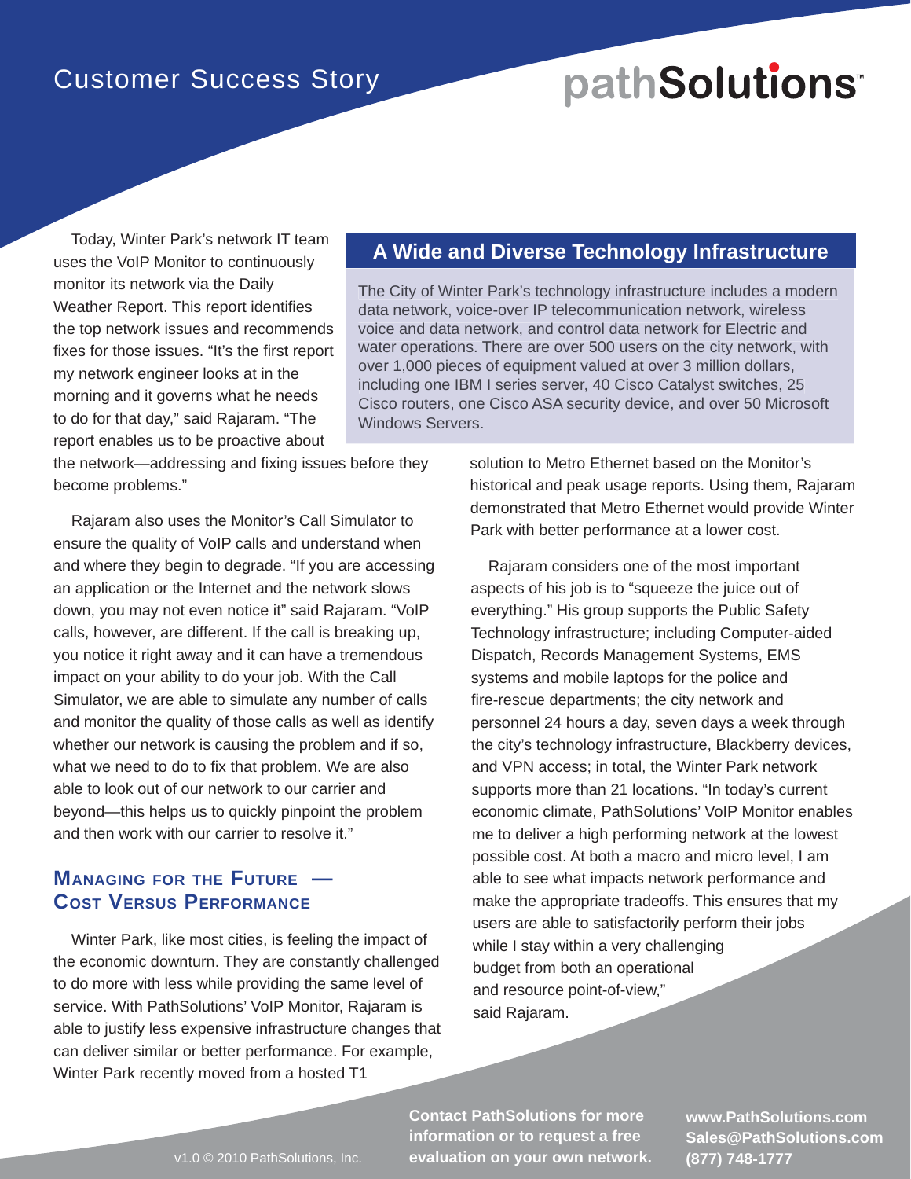Customer Success Story

**pathSolutions**

Today, Winter Park's network IT team uses the VoIP Monitor to continuously monitor its network via the Daily Weather Report. This report identifies the top network issues and recommends fixes for those issues. "It's the first report my network engineer looks at in the morning and it governs what he needs to do for that day," said Rajaram. "The report enables us to be proactive about the network—addressing and fixing issues before they become problems."

## A Wide and Diverse Technology Infrastructure

The City of Winter Park's technology infrastructure includes a modern data network, voice-over IP telecommunication network, wireless voice and data network, and control data network for Electric and water operations. There are over 500 users on the city network, with over 1,000 pieces of equipment valued at over 3 million dollars, including one IBM I series server, 40 Cisco Catalyst switches, 25 Cisco routers, one Cisco ASA security device, and over 50 Microsoft Windows Servers.

Rajaram also uses the Monitor's Call Simulator to ensure the quality of VoIP calls and understand when and where they begin to degrade. "If you are accessing an application or the Internet and the network slows down, you may not even notice it" said Rajaram. "VoIP calls, however, are different. If the call is breaking up, you notice it right away and it can have a tremendous impact on your ability to do your job. With the Call Simulator, we are able to simulate any number of calls and monitor the quality of those calls as well as identify whether our network is causing the problem and if so, what we need to do to fix that problem. We are also able to look out of our network to our carrier and beyond—this helps us to quickly pinpoint the problem and then work with our carrier to resolve it."

## Managing for the Future — Cost Versus Performance

Winter Park, like most cities, is feeling the impact of the economic downturn. They are constantly challenged to do more with less while providing the same level of service. With PathSolutions' VoIP Monitor, Rajaram is able to justify less expensive infrastructure changes that can deliver similar or better performance. For example, Winter Park recently moved from a hosted T1 solution to Metro Ethernet based on the Monitor's historical and peak usage reports. Using them, Rajaram demonstrated that Metro Ethernet would provide Winter Park with better performance at a lower cost.

Rajaram considers one of the most important aspects of his job is to "squeeze the juice out of everything." His group supports the Public Safety Technology infrastructure; including Computer-aided Dispatch, Records Management Systems, EMS systems and mobile laptops for the police and fire-rescue departments; the city network and personnel 24 hours a day, seven days a week through the city's technology infrastructure, Blackberry devices, and VPN access; in total, the Winter Park network supports more than 21 locations. "In today's current economic climate, PathSolutions' VoIP Monitor enables me to deliver a high performing network at the lowest possible cost. At both a macro and micro level, I am able to see what impacts network performance and make the appropriate tradeoffs. This ensures that my users are able to satisfactorily perform their jobs while I stay within a very challenging budget from both an operational and resource point-of-view," said Rajaram.

v1.0 © 2010 PathSolutions, Inc.

**Contact PathSolutions for more information or to request a free evaluation on your own network.**

**www.PathSolutions.com**
**Sales@PathSolutions.com**
**(877) 748-1777**